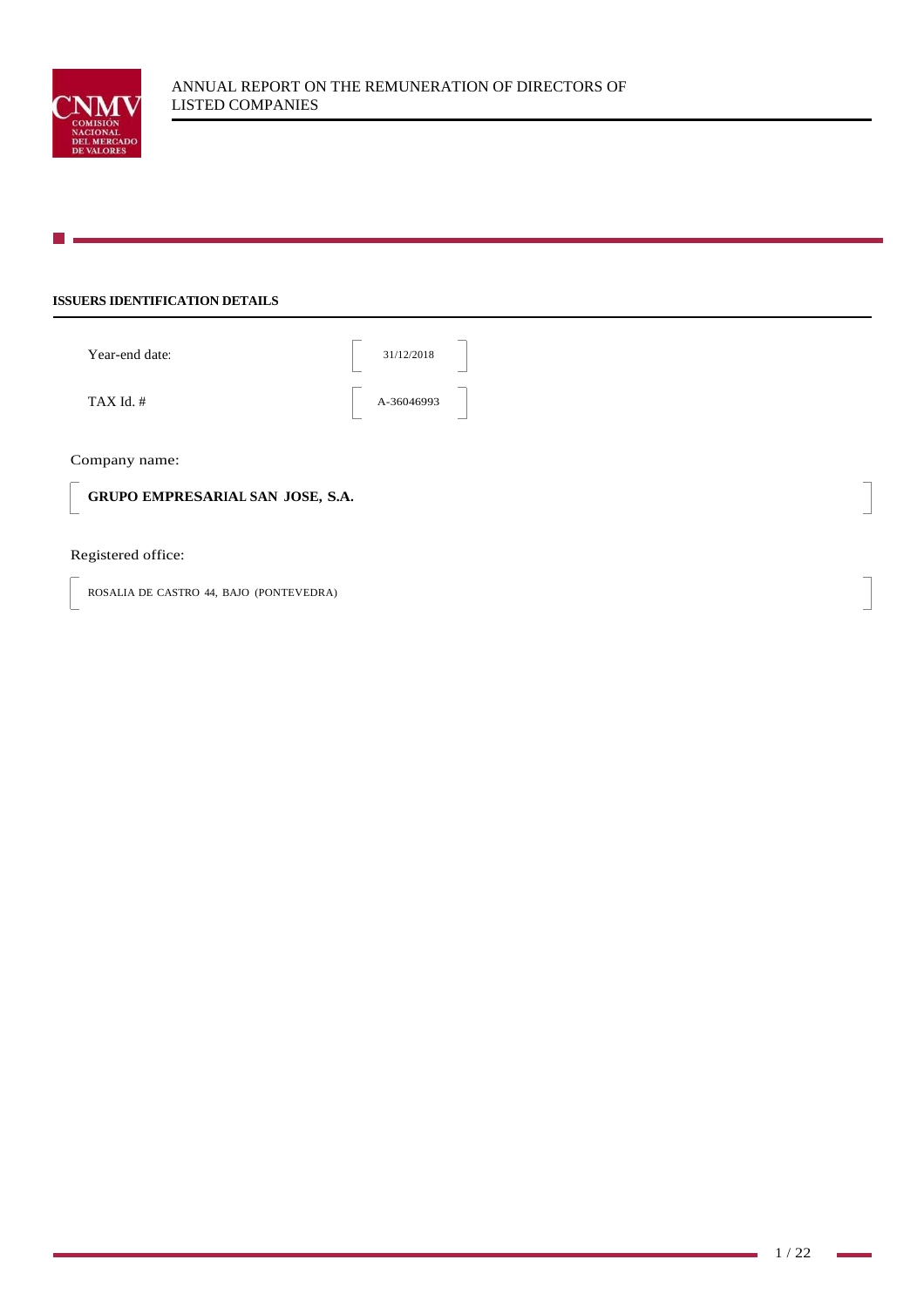ANNUAL REPORT ON THE REMUNERATION OF DIRECTORS OF LISTED COMPANIES

## ISSUERS IDENTIFICATION DETAILS

Year-end date: 31/12/2018

TAX Id. # A-36046993

Company name:

**GRUPO EMPRESARIAL SAN JOSE, S.A.**

Registered office:

ROSALIA DE CASTRO 44, BAJO (PONTEVEDRA)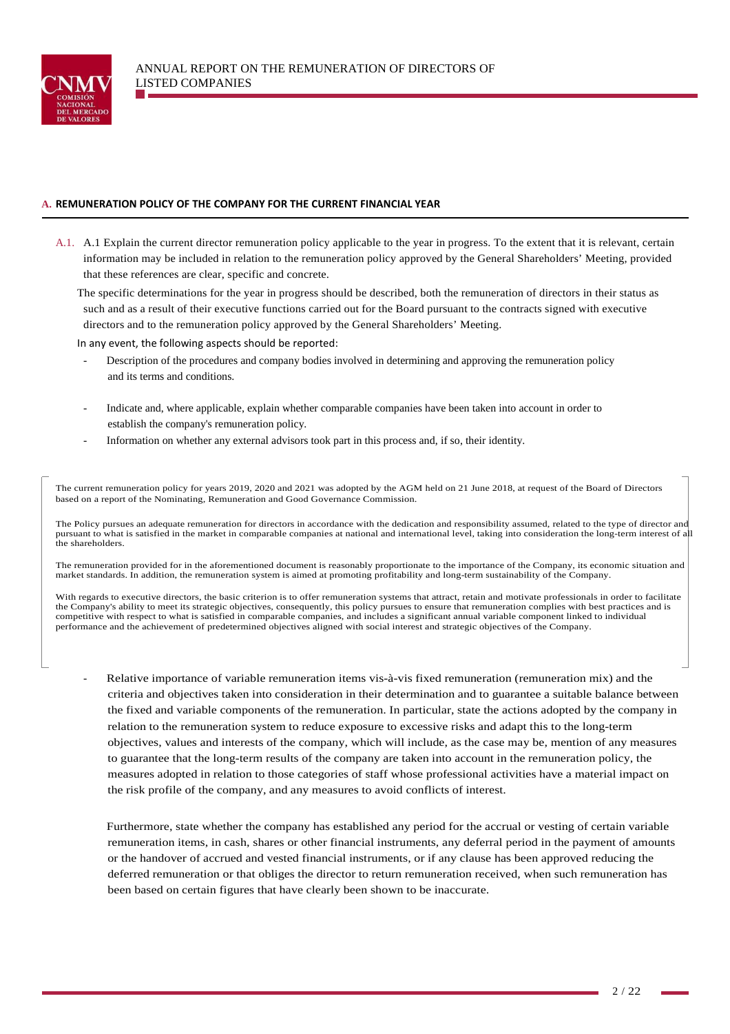## A. REMUNERATION POLICY OF THE COMPANY FOR THE CURRENT FINANCIAL YEAR

A.1. A.1 Explain the current director remuneration policy applicable to the year in progress. To the extent that it is relevant, certain information may be included in relation to the remuneration policy approved by the General Shareholders' Meeting, provided that these references are clear, specific and concrete.

The specific determinations for the year in progress should be described, both the remuneration of directors in their status as such and as a result of their executive functions carried out for the Board pursuant to the contracts signed with executive directors and to the remuneration policy approved by the General Shareholders' Meeting.

In any event, the following aspects should be reported:

- Description of the procedures and company bodies involved in determining and approving the remuneration policy and its terms and conditions.
- Indicate and, where applicable, explain whether comparable companies have been taken into account in order to establish the company's remuneration policy.
- Information on whether any external advisors took part in this process and, if so, their identity.

The current remuneration policy for years 2019, 2020 and 2021 was adopted by the AGM held on 21 June 2018, at request of the Board of Directors based on a report of the Nominating, Remuneration and Good Governance Commission.

The Policy pursues an adequate remuneration for directors in accordance with the dedication and responsibility assumed, related to the type of director and pursuant to what is satisfied in the market in comparable companies at national and international level, taking into consideration the long-term interest of all the shareholders.

The remuneration provided for in the aforementioned document is reasonably proportionate to the importance of the Company, its economic situation and market standards. In addition, the remuneration system is aimed at promoting profitability and long-term sustainability of the Company.

With regards to executive directors, the basic criterion is to offer remuneration systems that attract, retain and motivate professionals in order to facilitate the Company's ability to meet its strategic objectives, consequently, this policy pursues to ensure that remuneration complies with best practices and is competitive with respect to what is satisfied in comparable companies, and includes a significant annual variable component linked to individual performance and the achievement of predetermined objectives aligned with social interest and strategic objectives of the Company.

- Relative importance of variable remuneration items vis-à-vis fixed remuneration (remuneration mix) and the criteria and objectives taken into consideration in their determination and to guarantee a suitable balance between the fixed and variable components of the remuneration. In particular, state the actions adopted by the company in relation to the remuneration system to reduce exposure to excessive risks and adapt this to the long-term objectives, values and interests of the company, which will include, as the case may be, mention of any measures to guarantee that the long-term results of the company are taken into account in the remuneration policy, the measures adopted in relation to those categories of staff whose professional activities have a material impact on the risk profile of the company, and any measures to avoid conflicts of interest.

  Furthermore, state whether the company has established any period for the accrual or vesting of certain variable remuneration items, in cash, shares or other financial instruments, any deferral period in the payment of amounts or the handover of accrued and vested financial instruments, or if any clause has been approved reducing the deferred remuneration or that obliges the director to return remuneration received, when such remuneration has been based on certain figures that have clearly been shown to be inaccurate.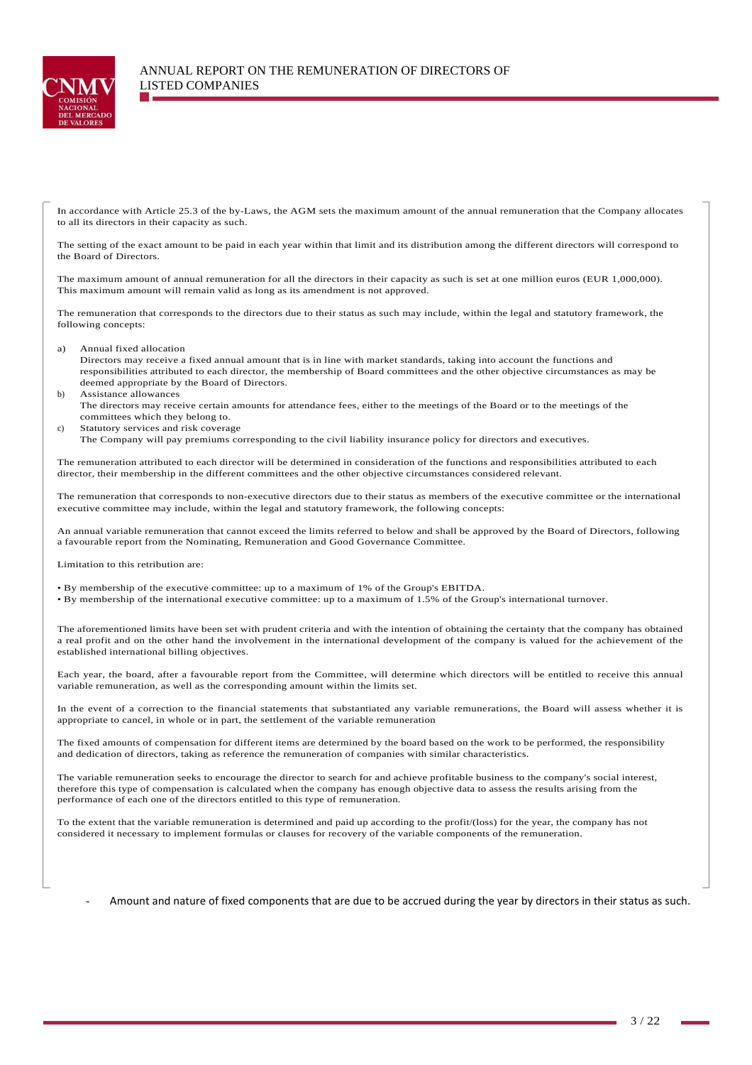In accordance with Article 25.3 of the by-Laws, the AGM sets the maximum amount of the annual remuneration that the Company allocates to all its directors in their capacity as such.

The setting of the exact amount to be paid in each year within that limit and its distribution among the different directors will correspond to the Board of Directors.

The maximum amount of annual remuneration for all the directors in their capacity as such is set at one million euros (EUR 1,000,000). This maximum amount will remain valid as long as its amendment is not approved.

The remuneration that corresponds to the directors due to their status as such may include, within the legal and statutory framework, the following concepts:

a) Annual fixed allocation
   Directors may receive a fixed annual amount that is in line with market standards, taking into account the functions and responsibilities attributed to each director, the membership of Board committees and the other objective circumstances as may be deemed appropriate by the Board of Directors.
b) Assistance allowances
   The directors may receive certain amounts for attendance fees, either to the meetings of the Board or to the meetings of the committees which they belong to.
c) Statutory services and risk coverage
   The Company will pay premiums corresponding to the civil liability insurance policy for directors and executives.

The remuneration attributed to each director will be determined in consideration of the functions and responsibilities attributed to each director, their membership in the different committees and the other objective circumstances considered relevant.

The remuneration that corresponds to non-executive directors due to their status as members of the executive committee or the international executive committee may include, within the legal and statutory framework, the following concepts:

An annual variable remuneration that cannot exceed the limits referred to below and shall be approved by the Board of Directors, following a favourable report from the Nominating, Remuneration and Good Governance Committee.

Limitation to this retribution are:

- By membership of the executive committee: up to a maximum of 1% of the Group's EBITDA.
- By membership of the international executive committee: up to a maximum of 1.5% of the Group's international turnover.

The aforementioned limits have been set with prudent criteria and with the intention of obtaining the certainty that the company has obtained a real profit and on the other hand the involvement in the international development of the company is valued for the achievement of the established international billing objectives.

Each year, the board, after a favourable report from the Committee, will determine which directors will be entitled to receive this annual variable remuneration, as well as the corresponding amount within the limits set.

In the event of a correction to the financial statements that substantiated any variable remunerations, the Board will assess whether it is appropriate to cancel, in whole or in part, the settlement of the variable remuneration

The fixed amounts of compensation for different items are determined by the board based on the work to be performed, the responsibility and dedication of directors, taking as reference the remuneration of companies with similar characteristics.

The variable remuneration seeks to encourage the director to search for and achieve profitable business to the company's social interest, therefore this type of compensation is calculated when the company has enough objective data to assess the results arising from the performance of each one of the directors entitled to this type of remuneration.

To the extent that the variable remuneration is determined and paid up according to the profit/(loss) for the year, the company has not considered it necessary to implement formulas or clauses for recovery of the variable components of the remuneration.

- Amount and nature of fixed components that are due to be accrued during the year by directors in their status as such.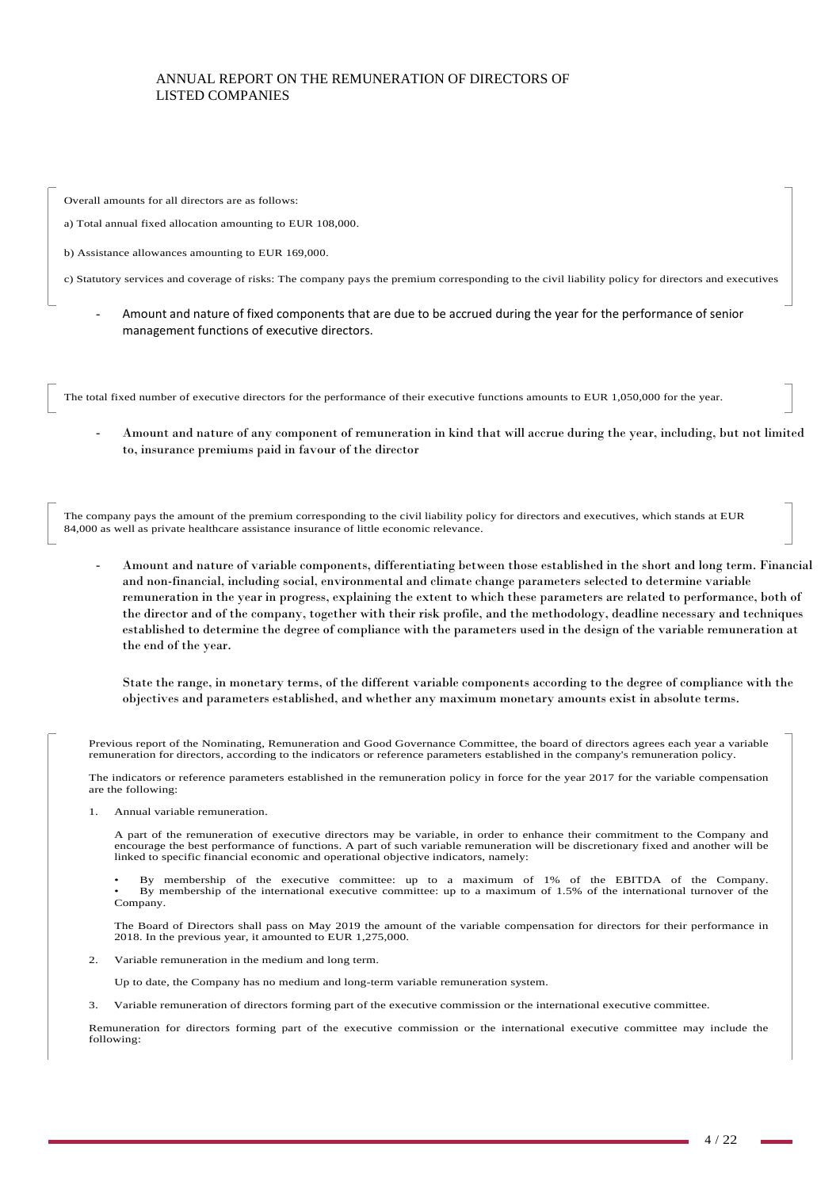Overall amounts for all directors are as follows:

a) Total annual fixed allocation amounting to EUR 108,000.

b) Assistance allowances amounting to EUR 169,000.

c) Statutory services and coverage of risks: The company pays the premium corresponding to the civil liability policy for directors and executives

- Amount and nature of fixed components that are due to be accrued during the year for the performance of senior management functions of executive directors.

The total fixed number of executive directors for the performance of their executive functions amounts to EUR 1,050,000 for the year.

- Amount and nature of any component of remuneration in kind that will accrue during the year, including, but not limited to, insurance premiums paid in favour of the director

The company pays the amount of the premium corresponding to the civil liability policy for directors and executives, which stands at EUR 84,000 as well as private healthcare assistance insurance of little economic relevance.

- Amount and nature of variable components, differentiating between those established in the short and long term. Financial and non-financial, including social, environmental and climate change parameters selected to determine variable remuneration in the year in progress, explaining the extent to which these parameters are related to performance, both of the director and of the company, together with their risk profile, and the methodology, deadline necessary and techniques established to determine the degree of compliance with the parameters used in the design of the variable remuneration at the end of the year.

  State the range, in monetary terms, of the different variable components according to the degree of compliance with the objectives and parameters established, and whether any maximum monetary amounts exist in absolute terms.

Previous report of the Nominating, Remuneration and Good Governance Committee, the board of directors agrees each year a variable remuneration for directors, according to the indicators or reference parameters established in the company's remuneration policy.

The indicators or reference parameters established in the remuneration policy in force for the year 2017 for the variable compensation are the following:

1. Annual variable remuneration.

   A part of the remuneration of executive directors may be variable, in order to enhance their commitment to the Company and encourage the best performance of functions. A part of such variable remuneration will be discretionary fixed and another will be linked to specific financial economic and operational objective indicators, namely:

   - By membership of the executive committee: up to a maximum of 1% of the EBITDA of the Company.
   - By membership of the international executive committee: up to a maximum of 1.5% of the international turnover of the Company.

   The Board of Directors shall pass on May 2019 the amount of the variable compensation for directors for their performance in 2018. In the previous year, it amounted to EUR 1,275,000.

2. Variable remuneration in the medium and long term.

   Up to date, the Company has no medium and long-term variable remuneration system.

3. Variable remuneration of directors forming part of the executive commission or the international executive committee.

Remuneration for directors forming part of the executive commission or the international executive committee may include the following: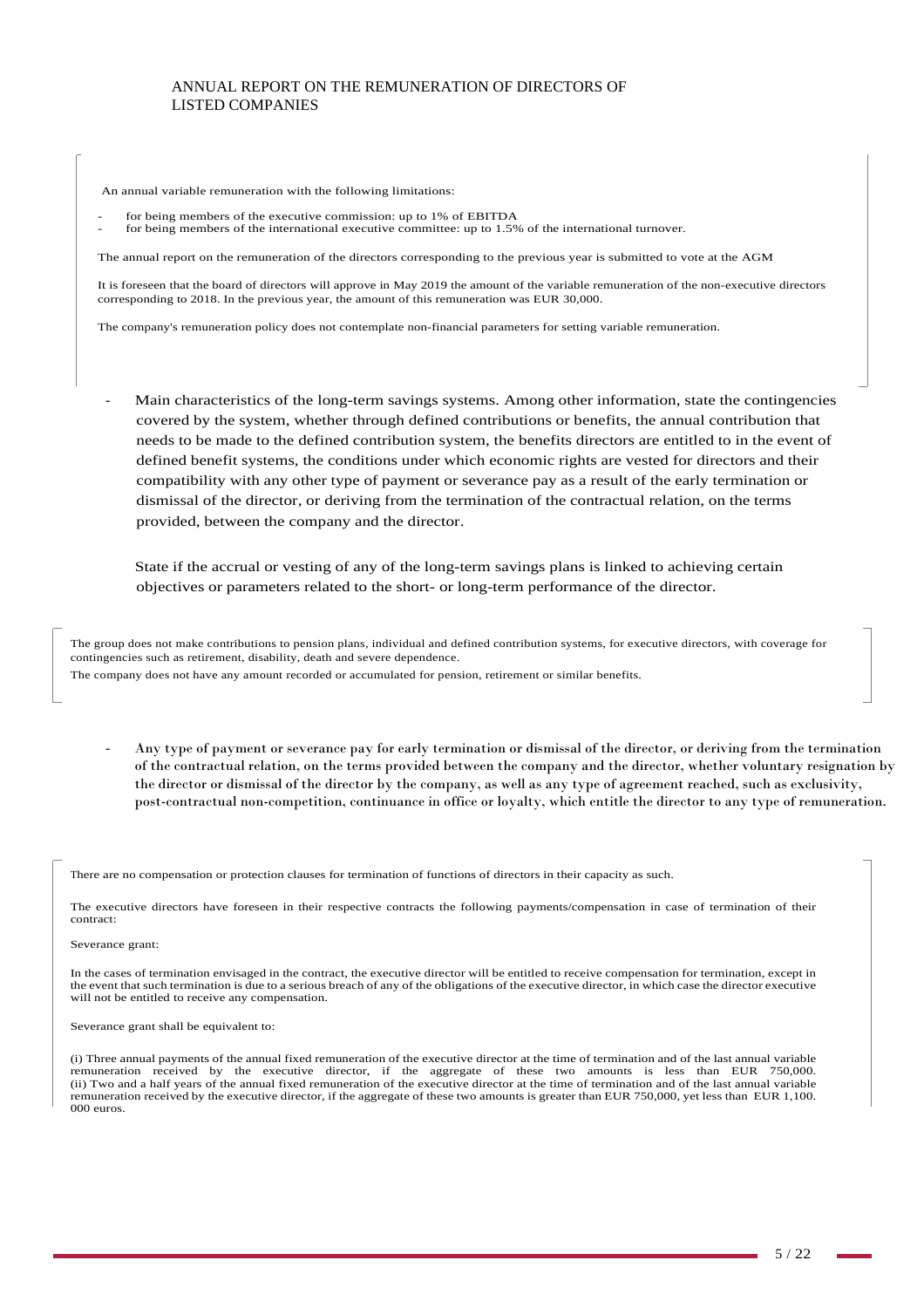An annual variable remuneration with the following limitations:

- for being members of the executive commission: up to 1% of EBITDA
- for being members of the international executive committee: up to 1.5% of the international turnover.

The annual report on the remuneration of the directors corresponding to the previous year is submitted to vote at the AGM

It is foreseen that the board of directors will approve in May 2019 the amount of the variable remuneration of the non-executive directors corresponding to 2018. In the previous year, the amount of this remuneration was EUR 30,000.

The company's remuneration policy does not contemplate non-financial parameters for setting variable remuneration.

- Main characteristics of the long-term savings systems. Among other information, state the contingencies covered by the system, whether through defined contributions or benefits, the annual contribution that needs to be made to the defined contribution system, the benefits directors are entitled to in the event of defined benefit systems, the conditions under which economic rights are vested for directors and their compatibility with any other type of payment or severance pay as a result of the early termination or dismissal of the director, or deriving from the termination of the contractual relation, on the terms provided, between the company and the director.

  State if the accrual or vesting of any of the long-term savings plans is linked to achieving certain objectives or parameters related to the short- or long-term performance of the director.

The group does not make contributions to pension plans, individual and defined contribution systems, for executive directors, with coverage for contingencies such as retirement, disability, death and severe dependence.

The company does not have any amount recorded or accumulated for pension, retirement or similar benefits.

- Any type of payment or severance pay for early termination or dismissal of the director, or deriving from the termination of the contractual relation, on the terms provided between the company and the director, whether voluntary resignation by the director or dismissal of the director by the company, as well as any type of agreement reached, such as exclusivity, post-contractual non-competition, continuance in office or loyalty, which entitle the director to any type of remuneration.

There are no compensation or protection clauses for termination of functions of directors in their capacity as such.

The executive directors have foreseen in their respective contracts the following payments/compensation in case of termination of their contract:

Severance grant:

In the cases of termination envisaged in the contract, the executive director will be entitled to receive compensation for termination, except in the event that such termination is due to a serious breach of any of the obligations of the executive director, in which case the director executive will not be entitled to receive any compensation.

Severance grant shall be equivalent to:

(i) Three annual payments of the annual fixed remuneration of the executive director at the time of termination and of the last annual variable remuneration received by the executive director, if the aggregate of these two amounts is less than EUR 750,000.
(ii) Two and a half years of the annual fixed remuneration of the executive director at the time of termination and of the last annual variable remuneration received by the executive director, if the aggregate of these two amounts is greater than EUR 750,000, yet less than EUR 1,100. 000 euros.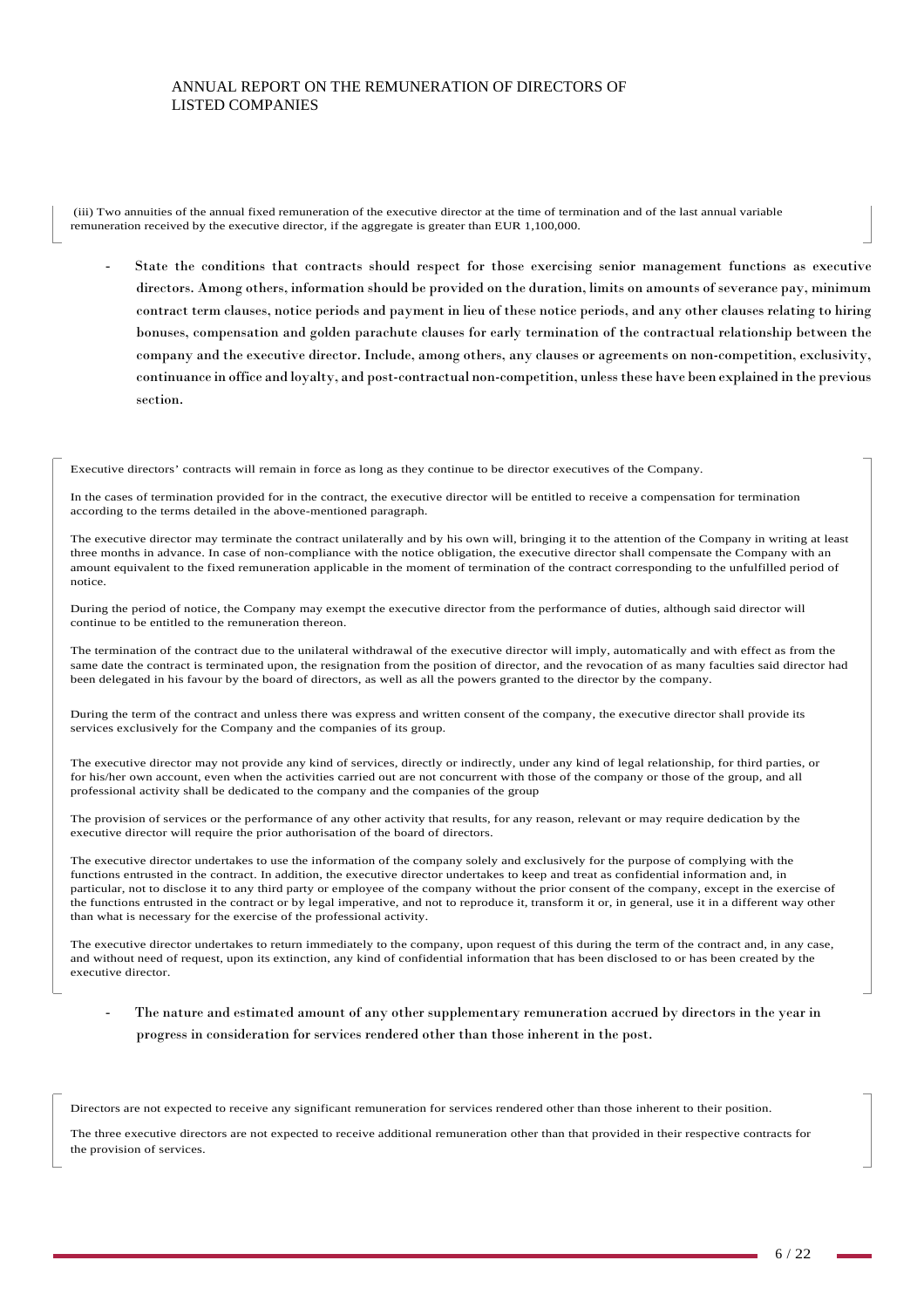(iii) Two annuities of the annual fixed remuneration of the executive director at the time of termination and of the last annual variable remuneration received by the executive director, if the aggregate is greater than EUR 1,100,000.

- State the conditions that contracts should respect for those exercising senior management functions as executive directors. Among others, information should be provided on the duration, limits on amounts of severance pay, minimum contract term clauses, notice periods and payment in lieu of these notice periods, and any other clauses relating to hiring bonuses, compensation and golden parachute clauses for early termination of the contractual relationship between the company and the executive director. Include, among others, any clauses or agreements on non-competition, exclusivity, continuance in office and loyalty, and post-contractual non-competition, unless these have been explained in the previous section.

Executive directors' contracts will remain in force as long as they continue to be director executives of the Company.

In the cases of termination provided for in the contract, the executive director will be entitled to receive a compensation for termination according to the terms detailed in the above-mentioned paragraph.

The executive director may terminate the contract unilaterally and by his own will, bringing it to the attention of the Company in writing at least three months in advance. In case of non-compliance with the notice obligation, the executive director shall compensate the Company with an amount equivalent to the fixed remuneration applicable in the moment of termination of the contract corresponding to the unfulfilled period of notice.

During the period of notice, the Company may exempt the executive director from the performance of duties, although said director will continue to be entitled to the remuneration thereon.

The termination of the contract due to the unilateral withdrawal of the executive director will imply, automatically and with effect as from the same date the contract is terminated upon, the resignation from the position of director, and the revocation of as many faculties said director had been delegated in his favour by the board of directors, as well as all the powers granted to the director by the company.

During the term of the contract and unless there was express and written consent of the company, the executive director shall provide its services exclusively for the Company and the companies of its group.

The executive director may not provide any kind of services, directly or indirectly, under any kind of legal relationship, for third parties, or for his/her own account, even when the activities carried out are not concurrent with those of the company or those of the group, and all professional activity shall be dedicated to the company and the companies of the group

The provision of services or the performance of any other activity that results, for any reason, relevant or may require dedication by the executive director will require the prior authorisation of the board of directors.

The executive director undertakes to use the information of the company solely and exclusively for the purpose of complying with the functions entrusted in the contract. In addition, the executive director undertakes to keep and treat as confidential information and, in particular, not to disclose it to any third party or employee of the company without the prior consent of the company, except in the exercise of the functions entrusted in the contract or by legal imperative, and not to reproduce it, transform it or, in general, use it in a different way other than what is necessary for the exercise of the professional activity.

The executive director undertakes to return immediately to the company, upon request of this during the term of the contract and, in any case, and without need of request, upon its extinction, any kind of confidential information that has been disclosed to or has been created by the executive director.

- The nature and estimated amount of any other supplementary remuneration accrued by directors in the year in progress in consideration for services rendered other than those inherent in the post.

Directors are not expected to receive any significant remuneration for services rendered other than those inherent to their position.

The three executive directors are not expected to receive additional remuneration other than that provided in their respective contracts for the provision of services.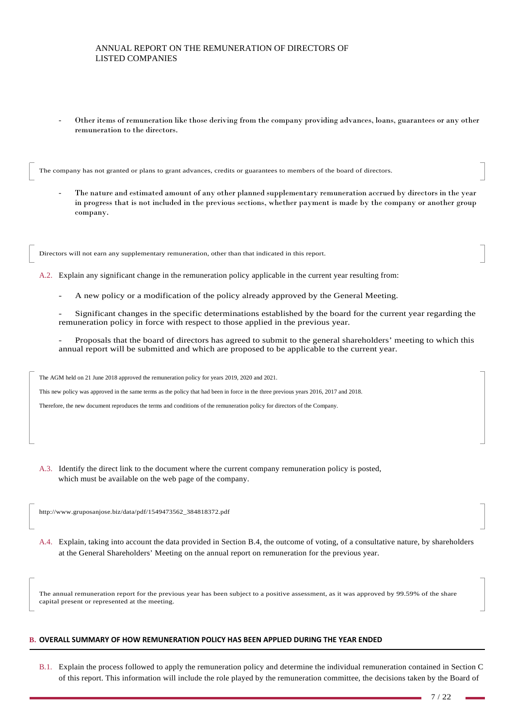- Other items of remuneration like those deriving from the company providing advances, loans, guarantees or any other remuneration to the directors.

The company has not granted or plans to grant advances, credits or guarantees to members of the board of directors.

- The nature and estimated amount of any other planned supplementary remuneration accrued by directors in the year in progress that is not included in the previous sections, whether payment is made by the company or another group company.

Directors will not earn any supplementary remuneration, other than that indicated in this report.

A.2. Explain any significant change in the remuneration policy applicable in the current year resulting from:

- A new policy or a modification of the policy already approved by the General Meeting.
- Significant changes in the specific determinations established by the board for the current year regarding the remuneration policy in force with respect to those applied in the previous year.
- Proposals that the board of directors has agreed to submit to the general shareholders' meeting to which this annual report will be submitted and which are proposed to be applicable to the current year.

The AGM held on 21 June 2018 approved the remuneration policy for years 2019, 2020 and 2021.

This new policy was approved in the same terms as the policy that had been in force in the three previous years 2016, 2017 and 2018.

Therefore, the new document reproduces the terms and conditions of the remuneration policy for directors of the Company.

A.3. Identify the direct link to the document where the current company remuneration policy is posted, which must be available on the web page of the company.

http://www.gruposanjose.biz/data/pdf/1549473562_384818372.pdf

A.4. Explain, taking into account the data provided in Section B.4, the outcome of voting, of a consultative nature, by shareholders at the General Shareholders' Meeting on the annual report on remuneration for the previous year.

The annual remuneration report for the previous year has been subject to a positive assessment, as it was approved by 99.59% of the share capital present or represented at the meeting.

## B. OVERALL SUMMARY OF HOW REMUNERATION POLICY HAS BEEN APPLIED DURING THE YEAR ENDED

B.1. Explain the process followed to apply the remuneration policy and determine the individual remuneration contained in Section C of this report. This information will include the role played by the remuneration committee, the decisions taken by the Board of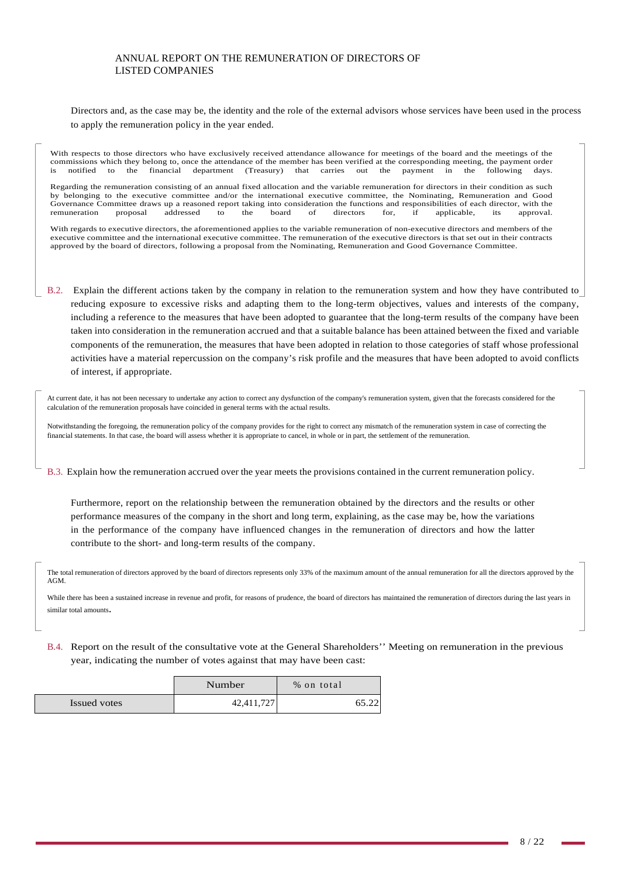Directors and, as the case may be, the identity and the role of the external advisors whose services have been used in the process to apply the remuneration policy in the year ended.

With respects to those directors who have exclusively received attendance allowance for meetings of the board and the meetings of the commissions which they belong to, once the attendance of the member has been verified at the corresponding meeting, the payment order is notified to the financial department (Treasury) that carries out the payment in the following days.

Regarding the remuneration consisting of an annual fixed allocation and the variable remuneration for directors in their condition as such by belonging to the executive committee and/or the international executive committee, the Nominating, Remuneration and Good Governance Committee draws up a reasoned report taking into consideration the functions and responsibilities of each director, with the remuneration proposal addressed to the board of directors for, if applicable, its approval.

With regards to executive directors, the aforementioned applies to the variable remuneration of non-executive directors and members of the executive committee and the international executive committee. The remuneration of the executive directors is that set out in their contracts approved by the board of directors, following a proposal from the Nominating, Remuneration and Good Governance Committee.

B.2. Explain the different actions taken by the company in relation to the remuneration system and how they have contributed to reducing exposure to excessive risks and adapting them to the long-term objectives, values and interests of the company, including a reference to the measures that have been adopted to guarantee that the long-term results of the company have been taken into consideration in the remuneration accrued and that a suitable balance has been attained between the fixed and variable components of the remuneration, the measures that have been adopted in relation to those categories of staff whose professional activities have a material repercussion on the company's risk profile and the measures that have been adopted to avoid conflicts of interest, if appropriate.

At current date, it has not been necessary to undertake any action to correct any dysfunction of the company's remuneration system, given that the forecasts considered for the calculation of the remuneration proposals have coincided in general terms with the actual results.

Notwithstanding the foregoing, the remuneration policy of the company provides for the right to correct any mismatch of the remuneration system in case of correcting the financial statements. In that case, the board will assess whether it is appropriate to cancel, in whole or in part, the settlement of the remuneration.

B.3. Explain how the remuneration accrued over the year meets the provisions contained in the current remuneration policy.

Furthermore, report on the relationship between the remuneration obtained by the directors and the results or other performance measures of the company in the short and long term, explaining, as the case may be, how the variations in the performance of the company have influenced changes in the remuneration of directors and how the latter contribute to the short- and long-term results of the company.

The total remuneration of directors approved by the board of directors represents only 33% of the maximum amount of the annual remuneration for all the directors approved by the AGM.

While there has been a sustained increase in revenue and profit, for reasons of prudence, the board of directors has maintained the remuneration of directors during the last years in similar total amounts.

B.4. Report on the result of the consultative vote at the General Shareholders'' Meeting on remuneration in the previous year, indicating the number of votes against that may have been cast:

| | Number | % on total |
|---|---|---|
| Issued votes | 42,411,727 | 65.22 |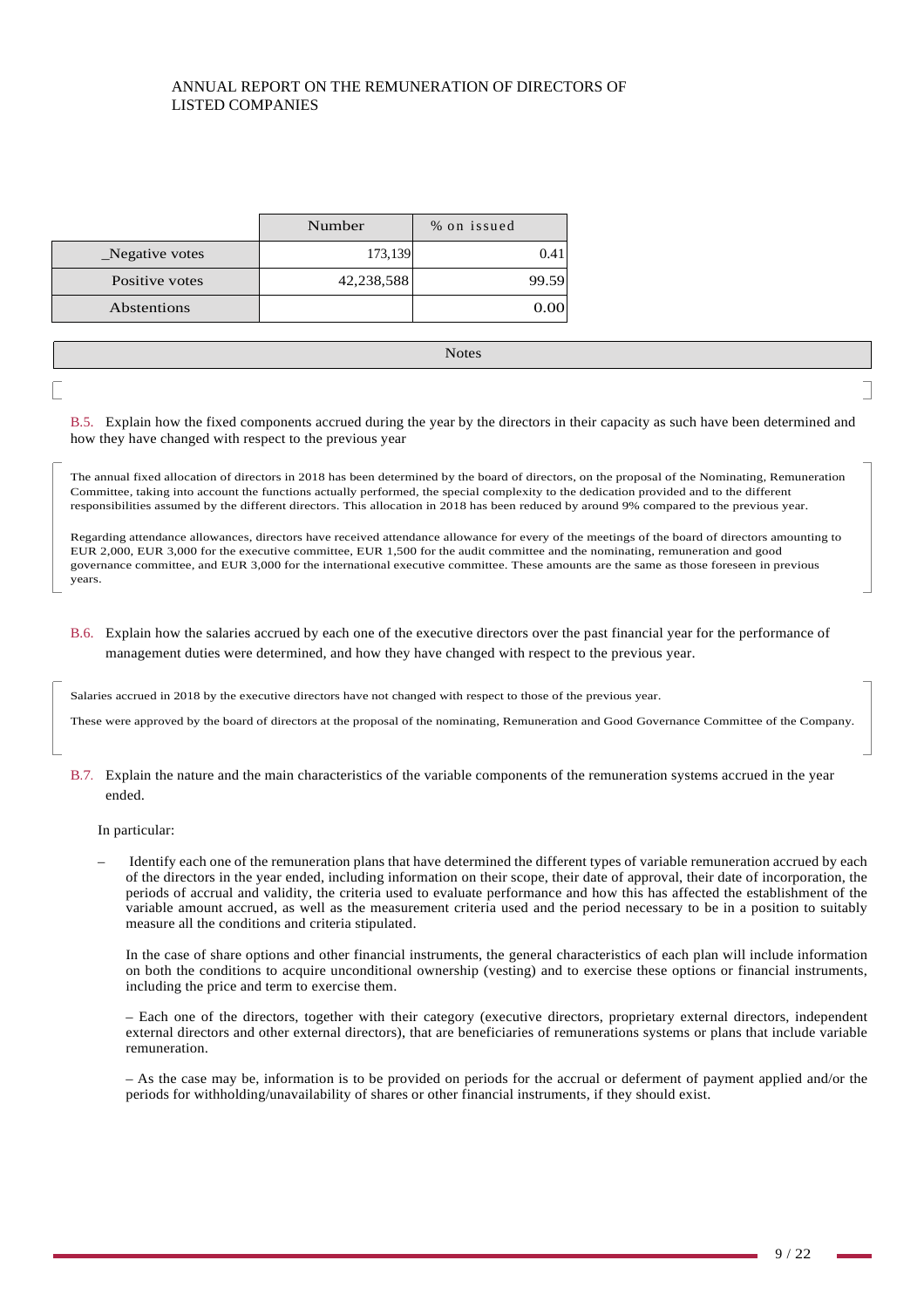| | Number | % on issued |
|---|---|---|
| _Negative votes | 173,139 | 0.41 |
| Positive votes | 42,238,588 | 99.59 |
| Abstentions | | 0.00 |

| Notes |
|---|
| |

B.5. Explain how the fixed components accrued during the year by the directors in their capacity as such have been determined and how they have changed with respect to the previous year

The annual fixed allocation of directors in 2018 has been determined by the board of directors, on the proposal of the Nominating, Remuneration Committee, taking into account the functions actually performed, the special complexity to the dedication provided and to the different responsibilities assumed by the different directors. This allocation in 2018 has been reduced by around 9% compared to the previous year.

Regarding attendance allowances, directors have received attendance allowance for every of the meetings of the board of directors amounting to EUR 2,000, EUR 3,000 for the executive committee, EUR 1,500 for the audit committee and the nominating, remuneration and good governance committee, and EUR 3,000 for the international executive committee. These amounts are the same as those foreseen in previous years.

B.6. Explain how the salaries accrued by each one of the executive directors over the past financial year for the performance of management duties were determined, and how they have changed with respect to the previous year.

Salaries accrued in 2018 by the executive directors have not changed with respect to those of the previous year.

These were approved by the board of directors at the proposal of the nominating, Remuneration and Good Governance Committee of the Company.

B.7. Explain the nature and the main characteristics of the variable components of the remuneration systems accrued in the year ended.

In particular:

– Identify each one of the remuneration plans that have determined the different types of variable remuneration accrued by each of the directors in the year ended, including information on their scope, their date of approval, their date of incorporation, the periods of accrual and validity, the criteria used to evaluate performance and how this has affected the establishment of the variable amount accrued, as well as the measurement criteria used and the period necessary to be in a position to suitably measure all the conditions and criteria stipulated.

  In the case of share options and other financial instruments, the general characteristics of each plan will include information on both the conditions to acquire unconditional ownership (vesting) and to exercise these options or financial instruments, including the price and term to exercise them.

  – Each one of the directors, together with their category (executive directors, proprietary external directors, independent external directors and other external directors), that are beneficiaries of remunerations systems or plans that include variable remuneration.

  – As the case may be, information is to be provided on periods for the accrual or deferment of payment applied and/or the periods for withholding/unavailability of shares or other financial instruments, if they should exist.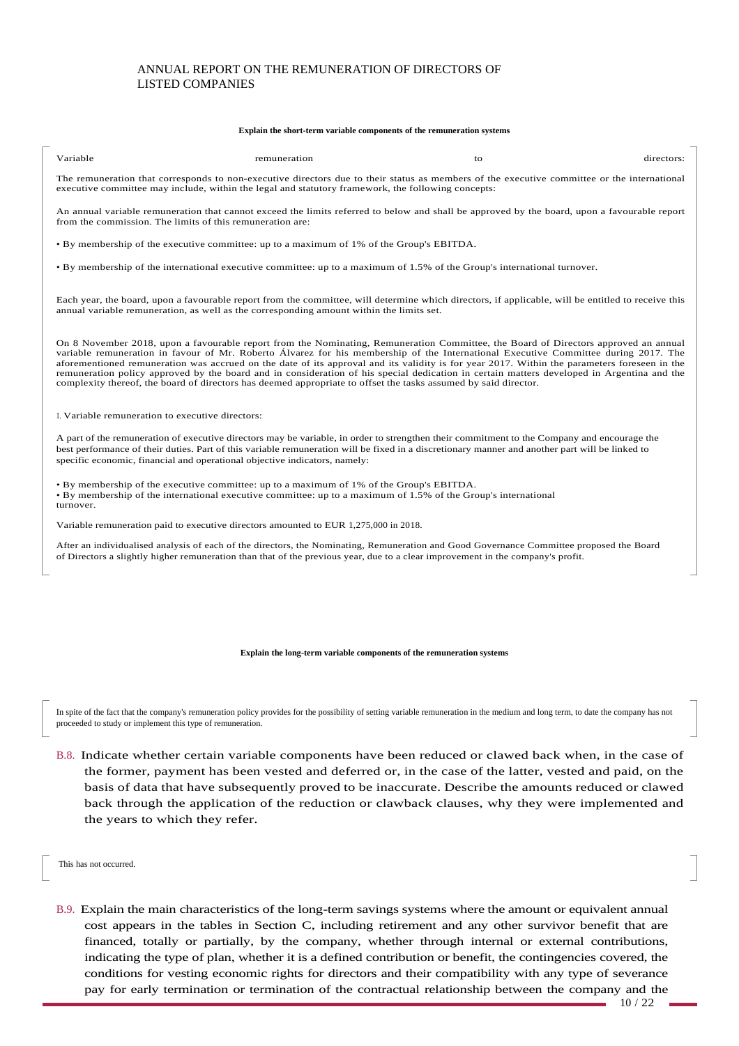**Explain the short-term variable components of the remuneration systems**

Variable remuneration to directors:

The remuneration that corresponds to non-executive directors due to their status as members of the executive committee or the international executive committee may include, within the legal and statutory framework, the following concepts:

An annual variable remuneration that cannot exceed the limits referred to below and shall be approved by the board, upon a favourable report from the commission. The limits of this remuneration are:

- By membership of the executive committee: up to a maximum of 1% of the Group's EBITDA.

- By membership of the international executive committee: up to a maximum of 1.5% of the Group's international turnover.

Each year, the board, upon a favourable report from the committee, will determine which directors, if applicable, will be entitled to receive this annual variable remuneration, as well as the corresponding amount within the limits set.

On 8 November 2018, upon a favourable report from the Nominating, Remuneration Committee, the Board of Directors approved an annual variable remuneration in favour of Mr. Roberto Álvarez for his membership of the International Executive Committee during 2017. The aforementioned remuneration was accrued on the date of its approval and its validity is for year 2017. Within the parameters foreseen in the remuneration policy approved by the board and in consideration of his special dedication in certain matters developed in Argentina and the complexity thereof, the board of directors has deemed appropriate to offset the tasks assumed by said director.

1. Variable remuneration to executive directors:

A part of the remuneration of executive directors may be variable, in order to strengthen their commitment to the Company and encourage the best performance of their duties. Part of this variable remuneration will be fixed in a discretionary manner and another part will be linked to specific economic, financial and operational objective indicators, namely:

- By membership of the executive committee: up to a maximum of 1% of the Group's EBITDA.
- By membership of the international executive committee: up to a maximum of 1.5% of the Group's international turnover.

Variable remuneration paid to executive directors amounted to EUR 1,275,000 in 2018.

After an individualised analysis of each of the directors, the Nominating, Remuneration and Good Governance Committee proposed the Board of Directors a slightly higher remuneration than that of the previous year, due to a clear improvement in the company's profit.

**Explain the long-term variable components of the remuneration systems**

In spite of the fact that the company's remuneration policy provides for the possibility of setting variable remuneration in the medium and long term, to date the company has not proceeded to study or implement this type of remuneration.

B.8. Indicate whether certain variable components have been reduced or clawed back when, in the case of the former, payment has been vested and deferred or, in the case of the latter, vested and paid, on the basis of data that have subsequently proved to be inaccurate. Describe the amounts reduced or clawed back through the application of the reduction or clawback clauses, why they were implemented and the years to which they refer.

This has not occurred.

B.9. Explain the main characteristics of the long-term savings systems where the amount or equivalent annual cost appears in the tables in Section C, including retirement and any other survivor benefit that are financed, totally or partially, by the company, whether through internal or external contributions, indicating the type of plan, whether it is a defined contribution or benefit, the contingencies covered, the conditions for vesting economic rights for directors and their compatibility with any type of severance pay for early termination or termination of the contractual relationship between the company and the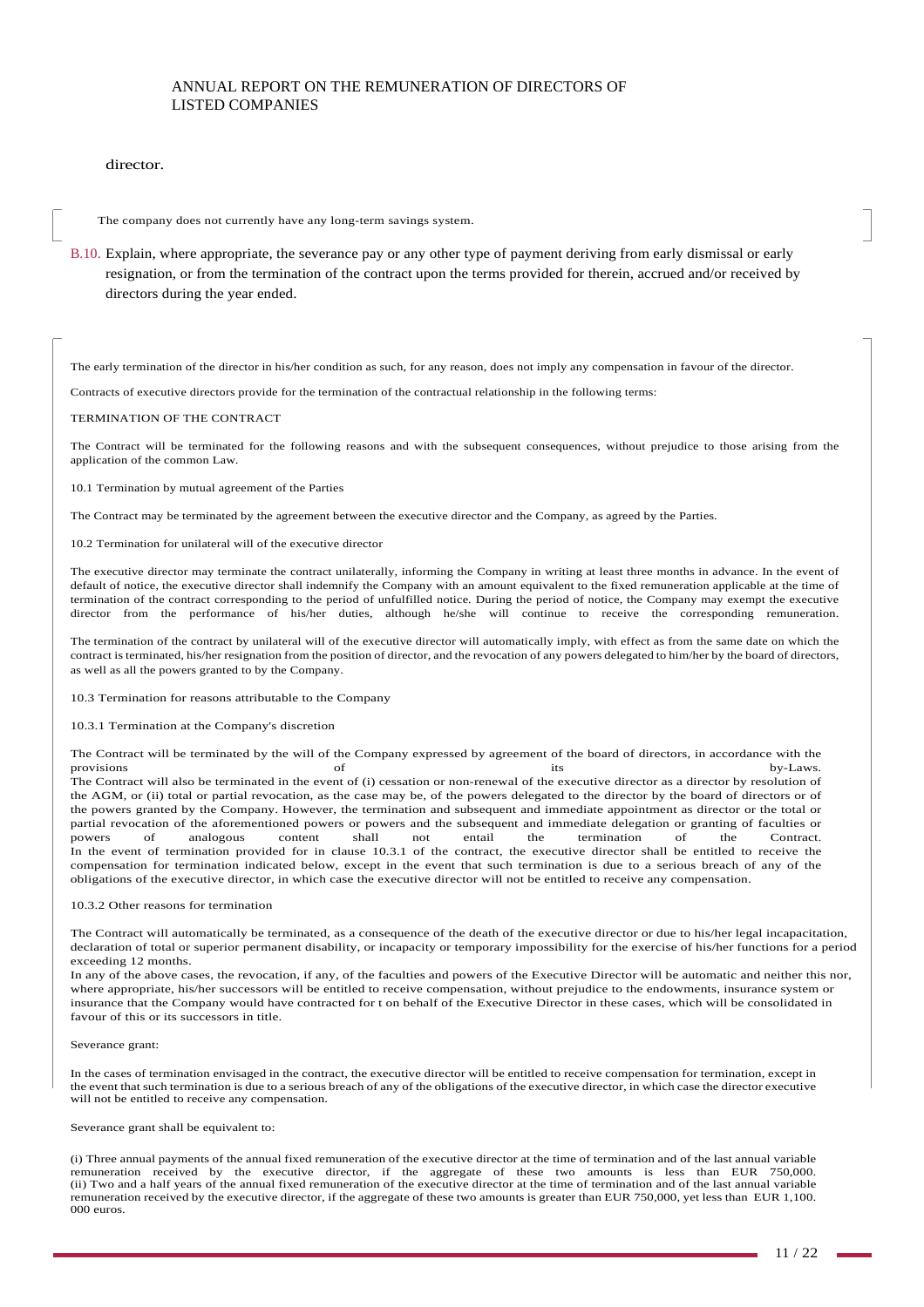director.

The company does not currently have any long-term savings system.

B.10. Explain, where appropriate, the severance pay or any other type of payment deriving from early dismissal or early resignation, or from the termination of the contract upon the terms provided for therein, accrued and/or received by directors during the year ended.

The early termination of the director in his/her condition as such, for any reason, does not imply any compensation in favour of the director.

Contracts of executive directors provide for the termination of the contractual relationship in the following terms:

TERMINATION OF THE CONTRACT

The Contract will be terminated for the following reasons and with the subsequent consequences, without prejudice to those arising from the application of the common Law.

10.1 Termination by mutual agreement of the Parties

The Contract may be terminated by the agreement between the executive director and the Company, as agreed by the Parties.

10.2 Termination for unilateral will of the executive director

The executive director may terminate the contract unilaterally, informing the Company in writing at least three months in advance. In the event of default of notice, the executive director shall indemnify the Company with an amount equivalent to the fixed remuneration applicable at the time of termination of the contract corresponding to the period of unfulfilled notice. During the period of notice, the Company may exempt the executive director from the performance of his/her duties, although he/she will continue to receive the corresponding remuneration.

The termination of the contract by unilateral will of the executive director will automatically imply, with effect as from the same date on which the contract is terminated, his/her resignation from the position of director, and the revocation of any powers delegated to him/her by the board of directors, as well as all the powers granted to by the Company.

10.3 Termination for reasons attributable to the Company

10.3.1 Termination at the Company's discretion

The Contract will be terminated by the will of the Company expressed by agreement of the board of directors, in accordance with the provisions of its by-Laws.
The Contract will also be terminated in the event of (i) cessation or non-renewal of the executive director as a director by resolution of the AGM, or (ii) total or partial revocation, as the case may be, of the powers delegated to the director by the board of directors or of the powers granted by the Company. However, the termination and subsequent and immediate appointment as director or the total or partial revocation of the aforementioned powers or powers and the subsequent and immediate delegation or granting of faculties or powers of analogous content shall not entail the termination of the Contract.
In the event of termination provided for in clause 10.3.1 of the contract, the executive director shall be entitled to receive the compensation for termination indicated below, except in the event that such termination is due to a serious breach of any of the obligations of the executive director, in which case the executive director will not be entitled to receive any compensation.

10.3.2 Other reasons for termination

The Contract will automatically be terminated, as a consequence of the death of the executive director or due to his/her legal incapacitation, declaration of total or superior permanent disability, or incapacity or temporary impossibility for the exercise of his/her functions for a period exceeding 12 months.
In any of the above cases, the revocation, if any, of the faculties and powers of the Executive Director will be automatic and neither this nor, where appropriate, his/her successors will be entitled to receive compensation, without prejudice to the endowments, insurance system or insurance that the Company would have contracted for t on behalf of the Executive Director in these cases, which will be consolidated in favour of this or its successors in title.

Severance grant:

In the cases of termination envisaged in the contract, the executive director will be entitled to receive compensation for termination, except in the event that such termination is due to a serious breach of any of the obligations of the executive director, in which case the director executive will not be entitled to receive any compensation.

Severance grant shall be equivalent to:

(i) Three annual payments of the annual fixed remuneration of the executive director at the time of termination and of the last annual variable remuneration received by the executive director, if the aggregate of these two amounts is less than EUR 750,000.
(ii) Two and a half years of the annual fixed remuneration of the executive director at the time of termination and of the last annual variable remuneration received by the executive director, if the aggregate of these two amounts is greater than EUR 750,000, yet less than EUR 1,100. 000 euros.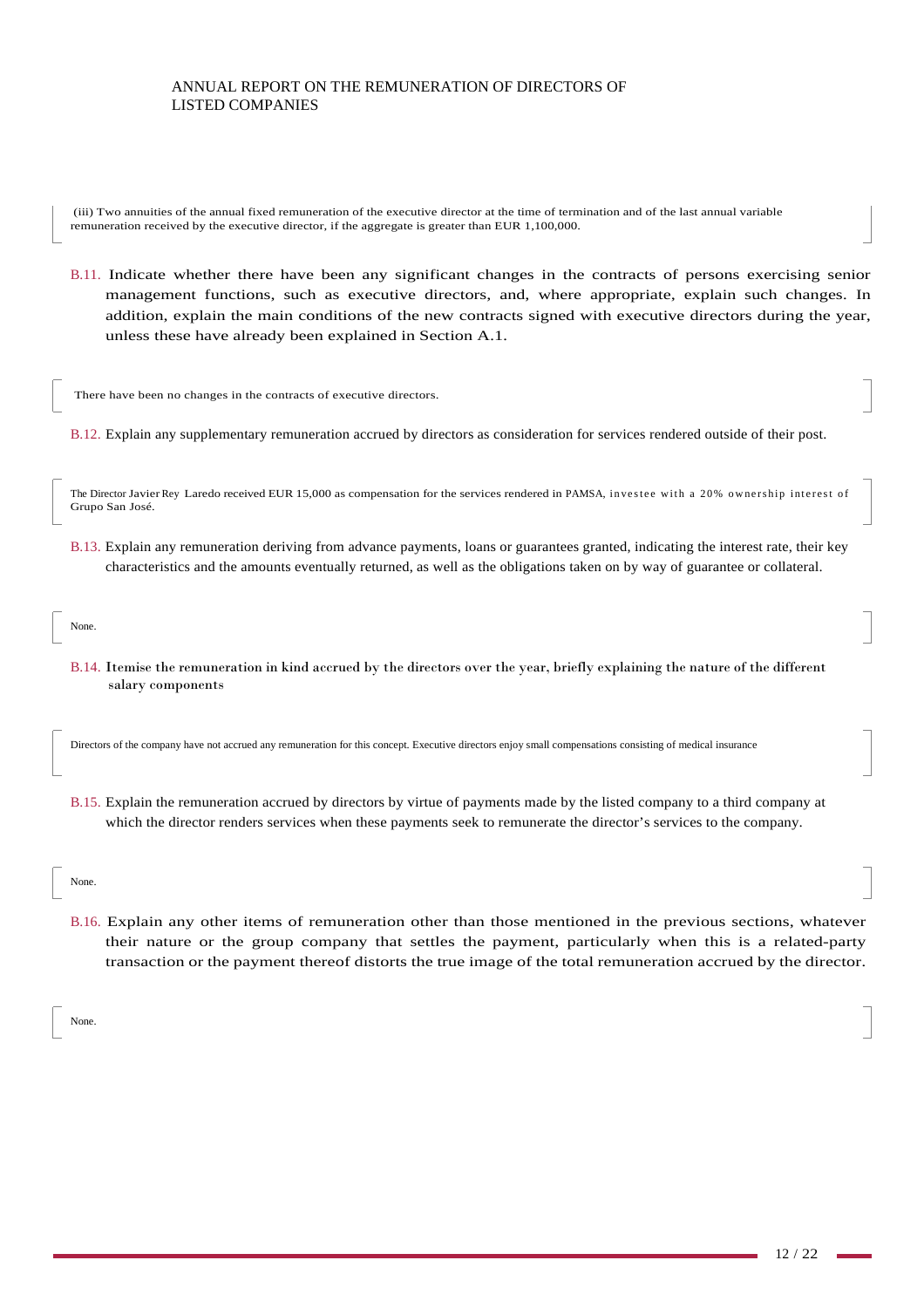(iii) Two annuities of the annual fixed remuneration of the executive director at the time of termination and of the last annual variable remuneration received by the executive director, if the aggregate is greater than EUR 1,100,000.

B.11. Indicate whether there have been any significant changes in the contracts of persons exercising senior management functions, such as executive directors, and, where appropriate, explain such changes. In addition, explain the main conditions of the new contracts signed with executive directors during the year, unless these have already been explained in Section A.1.

There have been no changes in the contracts of executive directors.

B.12. Explain any supplementary remuneration accrued by directors as consideration for services rendered outside of their post.

The Director Javier Rey Laredo received EUR 15,000 as compensation for the services rendered in PAMSA, investee with a 20% ownership interest of Grupo San José.

B.13. Explain any remuneration deriving from advance payments, loans or guarantees granted, indicating the interest rate, their key characteristics and the amounts eventually returned, as well as the obligations taken on by way of guarantee or collateral.

None.

B.14. Itemise the remuneration in kind accrued by the directors over the year, briefly explaining the nature of the different salary components

Directors of the company have not accrued any remuneration for this concept. Executive directors enjoy small compensations consisting of medical insurance

B.15. Explain the remuneration accrued by directors by virtue of payments made by the listed company to a third company at which the director renders services when these payments seek to remunerate the director's services to the company.

None.

B.16. Explain any other items of remuneration other than those mentioned in the previous sections, whatever their nature or the group company that settles the payment, particularly when this is a related-party transaction or the payment thereof distorts the true image of the total remuneration accrued by the director.

None.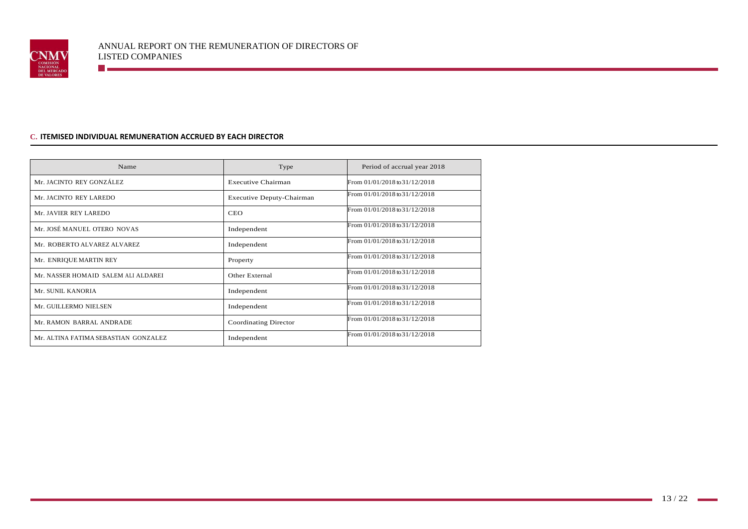## C. ITEMISED INDIVIDUAL REMUNERATION ACCRUED BY EACH DIRECTOR

| Name | Type | Period of accrual year 2018 |
|---|---|---|
| Mr. JACINTO REY GONZÁLEZ | Executive Chairman | From 01/01/2018 to 31/12/2018 |
| Mr. JACINTO REY LAREDO | Executive Deputy-Chairman | From 01/01/2018 to 31/12/2018 |
| Mr. JAVIER REY LAREDO | CEO | From 01/01/2018 to 31/12/2018 |
| Mr. JOSÉ MANUEL OTERO NOVAS | Independent | From 01/01/2018 to 31/12/2018 |
| Mr. ROBERTO ALVAREZ ALVAREZ | Independent | From 01/01/2018 to 31/12/2018 |
| Mr. ENRIQUE MARTIN REY | Property | From 01/01/2018 to 31/12/2018 |
| Mr. NASSER HOMAID SALEM ALI ALDAREI | Other External | From 01/01/2018 to 31/12/2018 |
| Mr. SUNIL KANORIA | Independent | From 01/01/2018 to 31/12/2018 |
| Mr. GUILLERMO NIELSEN | Independent | From 01/01/2018 to 31/12/2018 |
| Mr. RAMON BARRAL ANDRADE | Coordinating Director | From 01/01/2018 to 31/12/2018 |
| Mr. ALTINA FATIMA SEBASTIAN GONZALEZ | Independent | From 01/01/2018 to 31/12/2018 |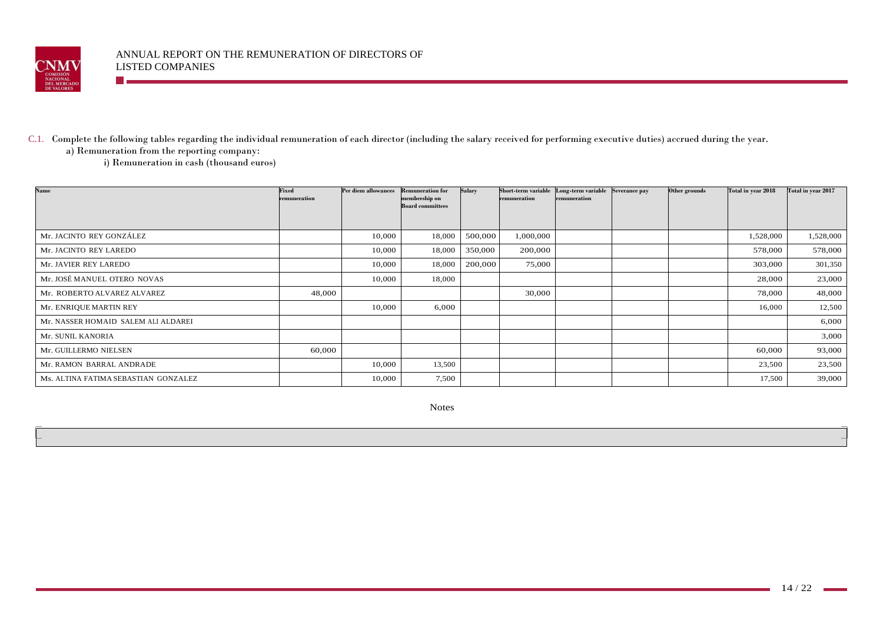C.1. Complete the following tables regarding the individual remuneration of each director (including the salary received for performing executive duties) accrued during the year.

a) Remuneration from the reporting company:

i) Remuneration in cash (thousand euros)

| Name | Fixed remuneration | Per diem allowances | Remuneration for membership on Board committees | Salary | Short-term variable remuneration | Long-term variable remuneration | Severance pay | Other grounds | Total in year 2018 | Total in year 2017 |
|---|---|---|---|---|---|---|---|---|---|---|
| Mr. JACINTO REY GONZÁLEZ | | 10,000 | 18,000 | 500,000 | 1,000,000 | | | | 1,528,000 | 1,528,000 |
| Mr. JACINTO REY LAREDO | | 10,000 | 18,000 | 350,000 | 200,000 | | | | 578,000 | 578,000 |
| Mr. JAVIER REY LAREDO | | 10,000 | 18,000 | 200,000 | 75,000 | | | | 303,000 | 301,350 |
| Mr. JOSÉ MANUEL OTERO NOVAS | | 10,000 | 18,000 | | | | | | 28,000 | 23,000 |
| Mr. ROBERTO ALVAREZ ALVAREZ | 48,000 | | | | 30,000 | | | | 78,000 | 48,000 |
| Mr. ENRIQUE MARTIN REY | | 10,000 | 6,000 | | | | | | 16,000 | 12,500 |
| Mr. NASSER HOMAID SALEM ALI ALDAREI | | | | | | | | | | 6,000 |
| Mr. SUNIL KANORIA | | | | | | | | | | 3,000 |
| Mr. GUILLERMO NIELSEN | 60,000 | | | | | | | | 60,000 | 93,000 |
| Mr. RAMON BARRAL ANDRADE | | 10,000 | 13,500 | | | | | | 23,500 | 23,500 |
| Ms. ALTINA FATIMA SEBASTIAN GONZALEZ | | 10,000 | 7,500 | | | | | | 17,500 | 39,000 |

Notes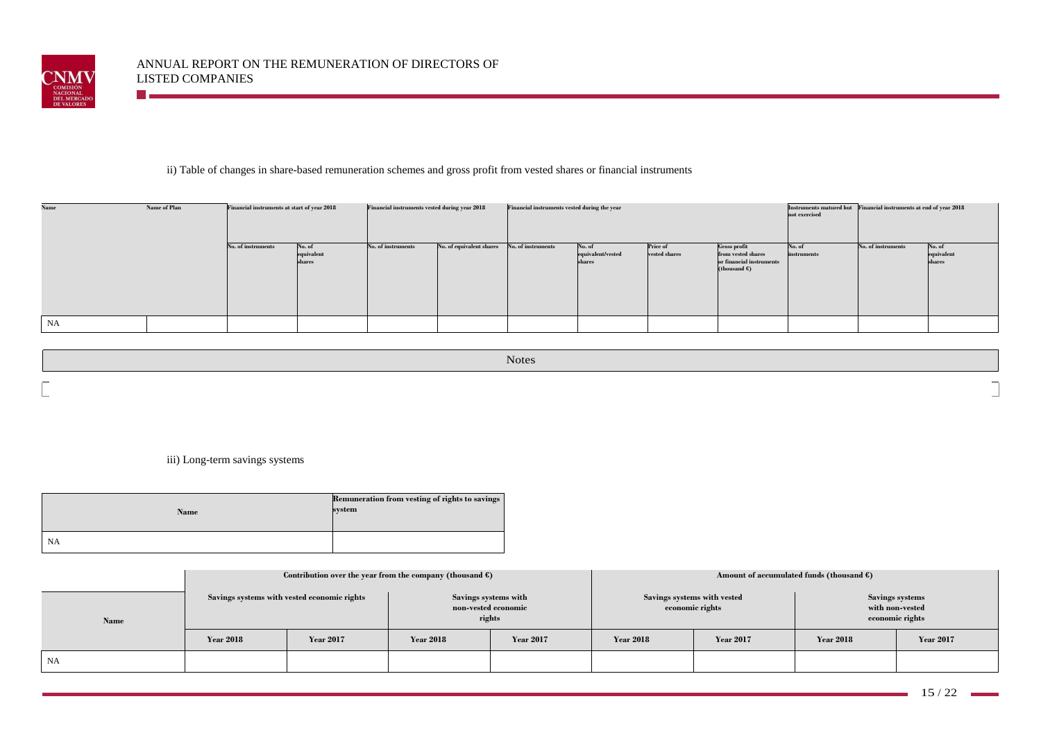ii) Table of changes in share-based remuneration schemes and gross profit from vested shares or financial instruments

| Name | Name of Plan | Financial instruments at start of year 2018 | | Financial instruments vested during year 2018 | | Financial instruments vested during the year | | | | Instruments matured but not exercised | Financial instruments at end of year 2018 | |
|---|---|---|---|---|---|---|---|---|---|---|---|---|
| | | No. of instruments | No. of equivalent shares | No. of instruments | No. of equivalent shares | No. of instruments | No. of equivalent/vested shares | Price of vested shares | Gross profit from vested shares or financial instruments (thousand €) | No. of instruments | No. of instruments | No. of equivalent shares |
| NA | | | | | | | | | | | | |

| Notes |
|---|
| |

iii) Long-term savings systems

| Name | Remuneration from vesting of rights to savings system |
|---|---|
| NA | |

| Name | Contribution over the year from the company (thousand €) | | | | Amount of accumulated funds (thousand €) | | | |
|---|---|---|---|---|---|---|---|---|
| | Savings systems with vested economic rights | | Savings systems with non-vested economic rights | | Savings systems with vested economic rights | | Savings systems with non-vested economic rights | |
| | Year 2018 | Year 2017 | Year 2018 | Year 2017 | Year 2018 | Year 2017 | Year 2018 | Year 2017 |
| NA | | | | | | | | |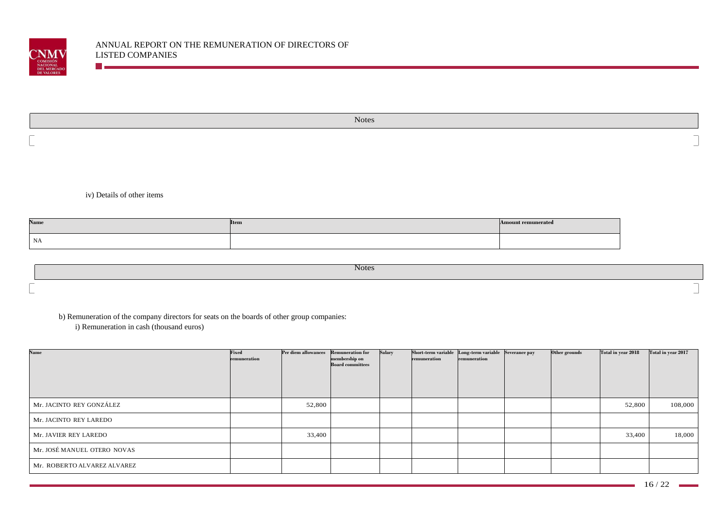| Notes |
|---|
| |

iv) Details of other items

| Name | Item | Amount remunerated |
|---|---|---|
| NA | | |

| Notes |
|---|
| |

b) Remuneration of the company directors for seats on the boards of other group companies:

i) Remuneration in cash (thousand euros)

| Name | Fixed remuneration | Per diem allowances | Remuneration for membership on Board committees | Salary | Short-term variable remuneration | Long-term variable remuneration | Severance pay | Other grounds | Total in year 2018 | Total in year 2017 |
|---|---|---|---|---|---|---|---|---|---|---|
| Mr. JACINTO REY GONZÁLEZ | | 52,800 | | | | | | | 52,800 | 108,000 |
| Mr. JACINTO REY LAREDO | | | | | | | | | | |
| Mr. JAVIER REY LAREDO | | 33,400 | | | | | | | 33,400 | 18,000 |
| Mr. JOSÉ MANUEL OTERO NOVAS | | | | | | | | | | |
| Mr. ROBERTO ALVAREZ ALVAREZ | | | | | | | | | | |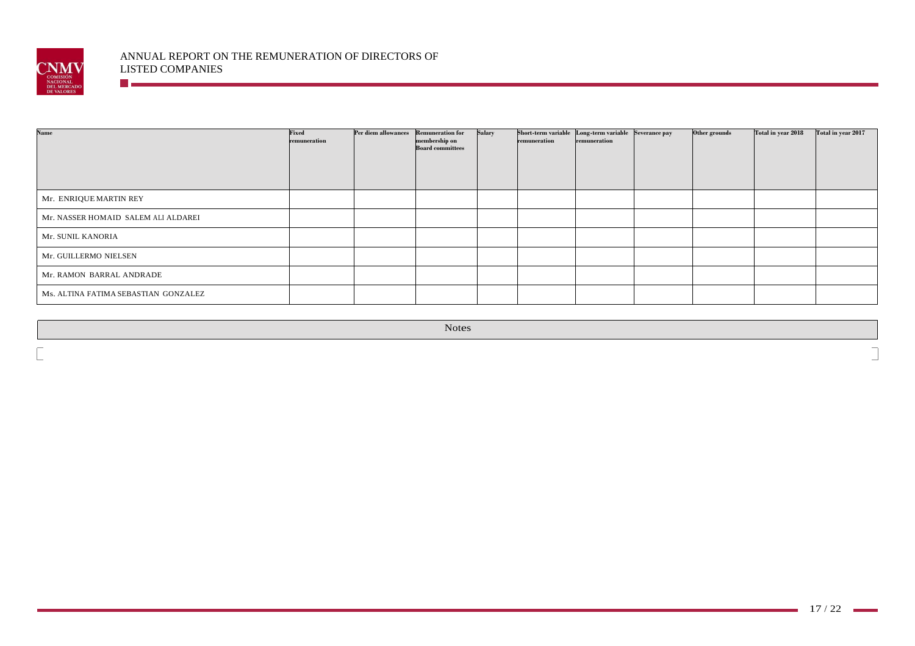| Name | Fixed remuneration | Per diem allowances | Remuneration for membership on Board committees | Salary | Short-term variable remuneration | Long-term variable remuneration | Severance pay | Other grounds | Total in year 2018 | Total in year 2017 |
|---|---|---|---|---|---|---|---|---|---|---|
| Mr. ENRIQUE MARTIN REY | | | | | | | | | | |
| Mr. NASSER HOMAID SALEM ALI ALDAREI | | | | | | | | | | |
| Mr. SUNIL KANORIA | | | | | | | | | | |
| Mr. GUILLERMO NIELSEN | | | | | | | | | | |
| Mr. RAMON BARRAL ANDRADE | | | | | | | | | | |
| Ms. ALTINA FATIMA SEBASTIAN GONZALEZ | | | | | | | | | | |

| Notes |
|---|
| |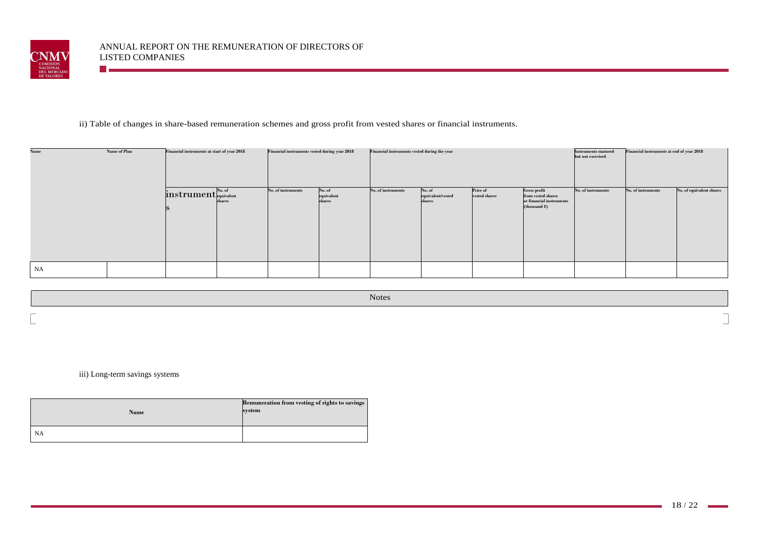ii) Table of changes in share-based remuneration schemes and gross profit from vested shares or financial instruments.

| Name | Name of Plan | Financial instruments at start of year 2018 | | Financial instruments vested during year 2018 | | Financial instruments vested during the year | | | | Instruments matured but not exercised | Financial instruments at end of year 2018 | |
|---|---|---|---|---|---|---|---|---|---|---|---|---|
| | | instruments | No. of equivalent shares | No. of instruments | No. of equivalent shares | No. of instruments | No. of equivalent/vested shares | Price of vested shares | Gross profit from vested shares or financial instruments (thousand €) | No. of instruments | No. of instruments | No. of equivalent shares |
| NA | | | | | | | | | | | | |

| Notes |
|---|
| |

iii) Long-term savings systems

| Name | Remuneration from vesting of rights to savings system |
|---|---|
| NA | |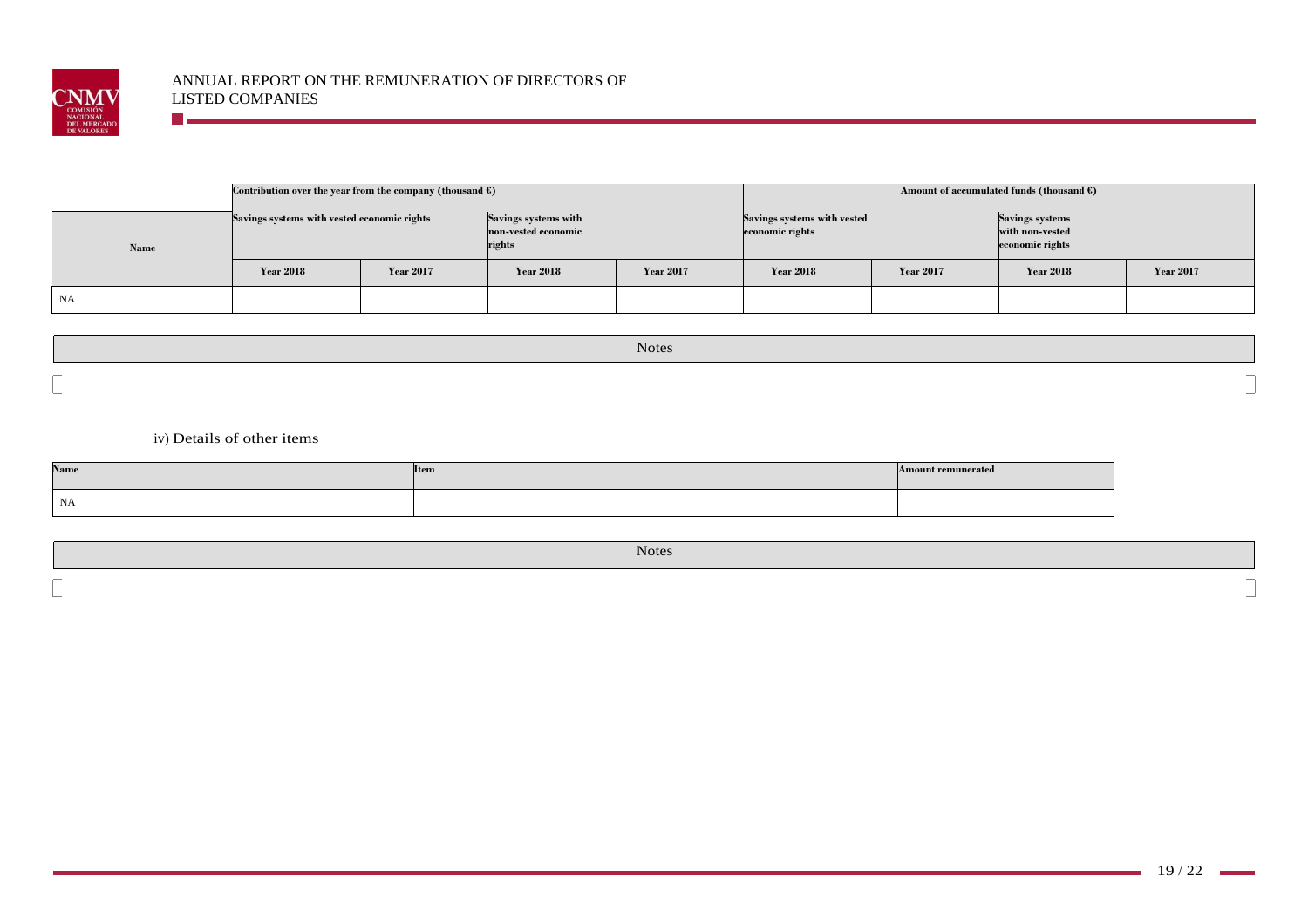| Name | Contribution over the year from the company (thousand €) | | | | Amount of accumulated funds (thousand €) | | | |
|---|---|---|---|---|---|---|---|---|
| | Savings systems with vested economic rights | | Savings systems with non-vested economic rights | | Savings systems with vested economic rights | | Savings systems with non-vested economic rights | |
| | Year 2018 | Year 2017 | Year 2018 | Year 2017 | Year 2018 | Year 2017 | Year 2018 | Year 2017 |
| NA | | | | | | | | |

| Notes |
|---|
| |

iv) Details of other items

| Name | Item | Amount remunerated |
|---|---|---|
| NA | | |

| Notes |
|---|
| |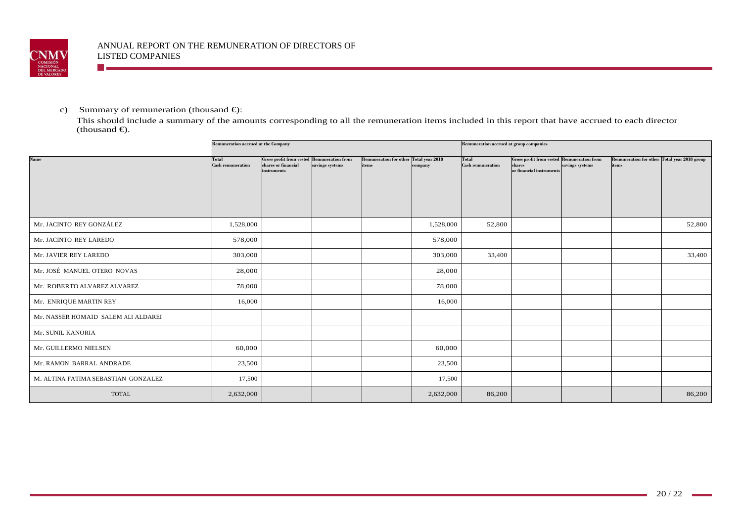c) Summary of remuneration (thousand €):

This should include a summary of the amounts corresponding to all the remuneration items included in this report that have accrued to each director (thousand €).

| | Remuneration accrued at the Company | | | | | Remuneration accrued at group companies | | | | |
|---|---|---|---|---|---|---|---|---|---|---|
| Name | Total Cash remuneration | Gross profit from vested shares or financial instruments | Remuneration from savings systems | Remuneration for other items | Total year 2018 company | Total Cash remuneration | Gross profit from vested shares or financial instruments | Remuneration from savings systems | Remuneration for other items | Total year 2018 group |
| Mr. JACINTO REY GONZÁLEZ | 1,528,000 | | | | 1,528,000 | 52,800 | | | | 52,800 |
| Mr. JACINTO REY LAREDO | 578,000 | | | | 578,000 | | | | | |
| Mr. JAVIER REY LAREDO | 303,000 | | | | 303,000 | 33,400 | | | | 33,400 |
| Mr. JOSÉ MANUEL OTERO NOVAS | 28,000 | | | | 28,000 | | | | | |
| Mr. ROBERTO ALVAREZ ALVAREZ | 78,000 | | | | 78,000 | | | | | |
| Mr. ENRIQUE MARTIN REY | 16,000 | | | | 16,000 | | | | | |
| Mr. NASSER HOMAID SALEM ALI ALDAREI | | | | | | | | | | |
| Mr. SUNIL KANORIA | | | | | | | | | | |
| Mr. GUILLERMO NIELSEN | 60,000 | | | | 60,000 | | | | | |
| Mr. RAMON BARRAL ANDRADE | 23,500 | | | | 23,500 | | | | | |
| M. ALTINA FATIMA SEBASTIAN GONZALEZ | 17,500 | | | | 17,500 | | | | | |
| TOTAL | 2,632,000 | | | | 2,632,000 | 86,200 | | | | 86,200 |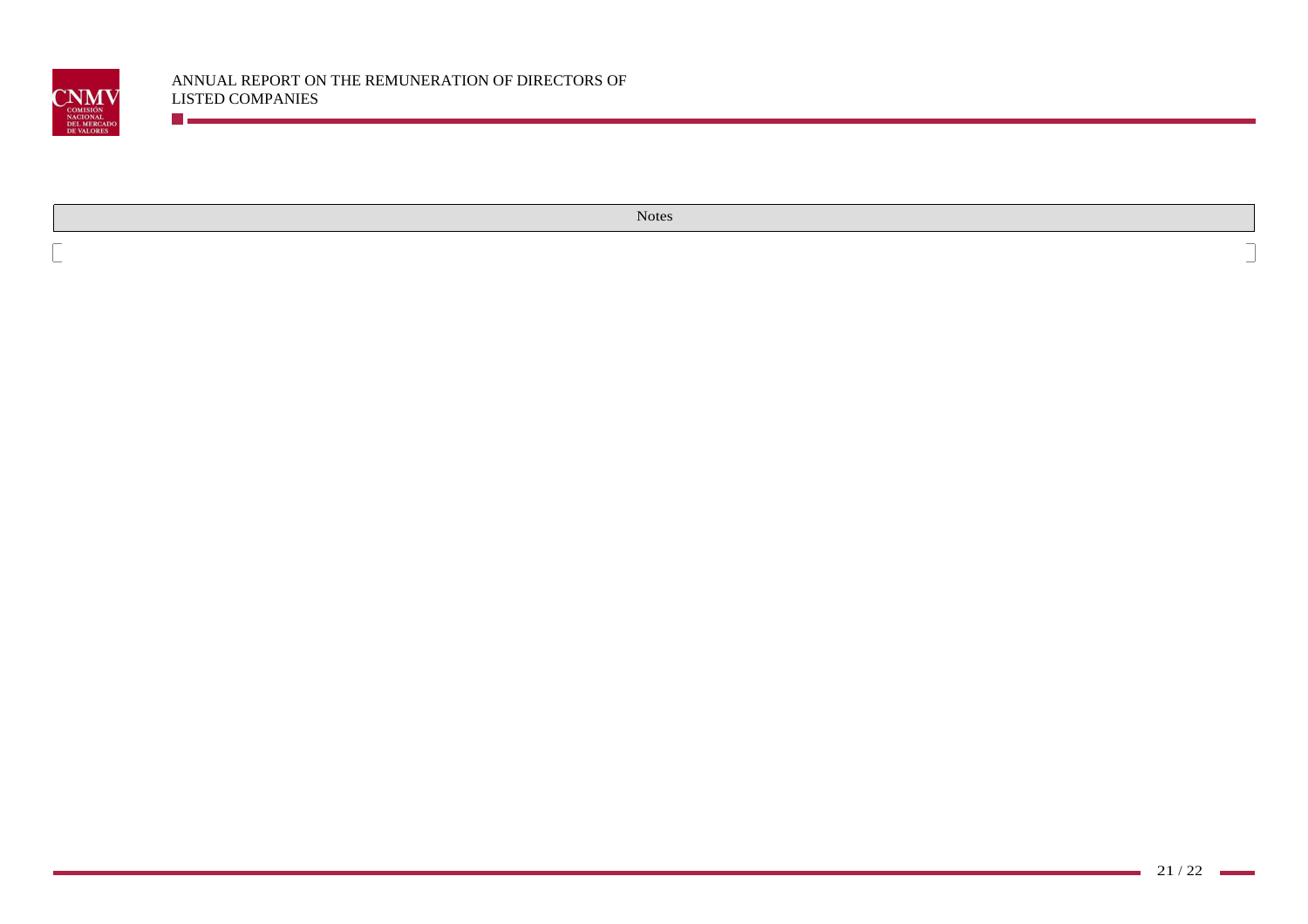| Notes |
| --- |
| |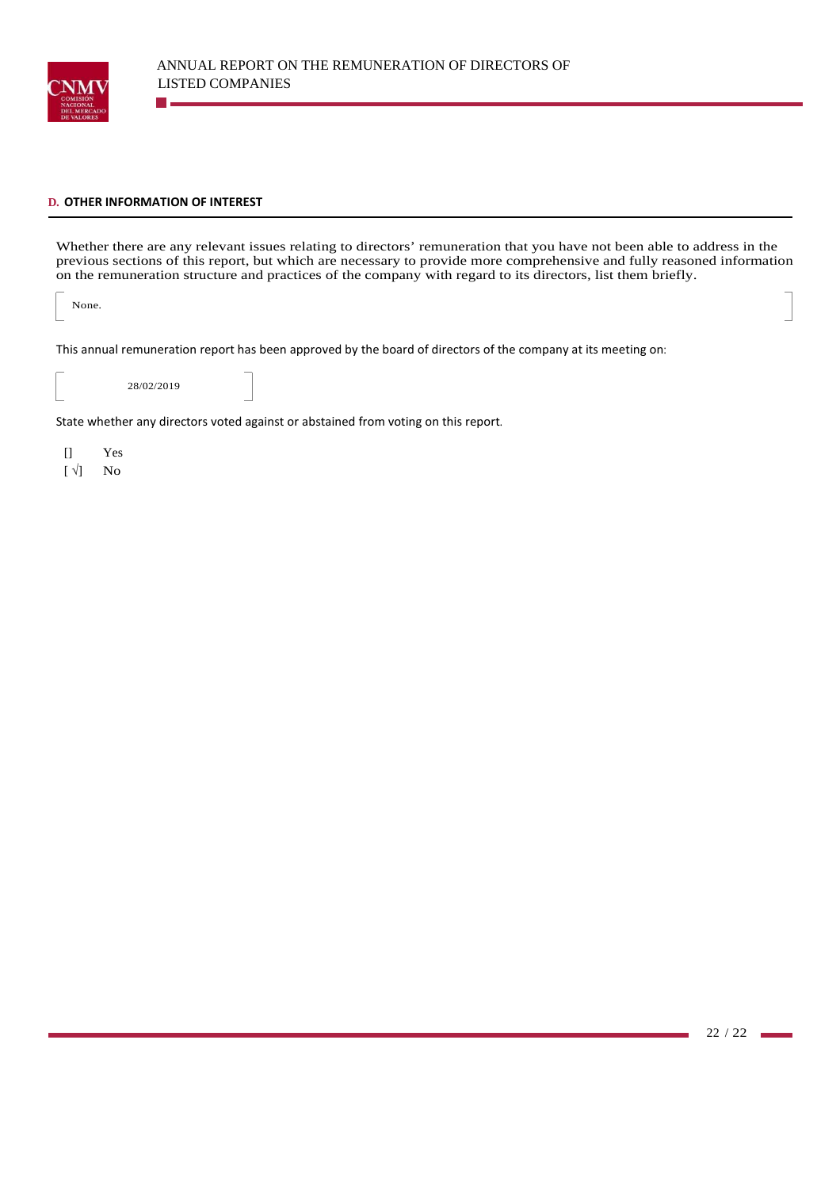## D. OTHER INFORMATION OF INTEREST

Whether there are any relevant issues relating to directors' remuneration that you have not been able to address in the previous sections of this report, but which are necessary to provide more comprehensive and fully reasoned information on the remuneration structure and practices of the company with regard to its directors, list them briefly.

None.

This annual remuneration report has been approved by the board of directors of the company at its meeting on:

28/02/2019

State whether any directors voted against or abstained from voting on this report.

[] Yes
[ √] No